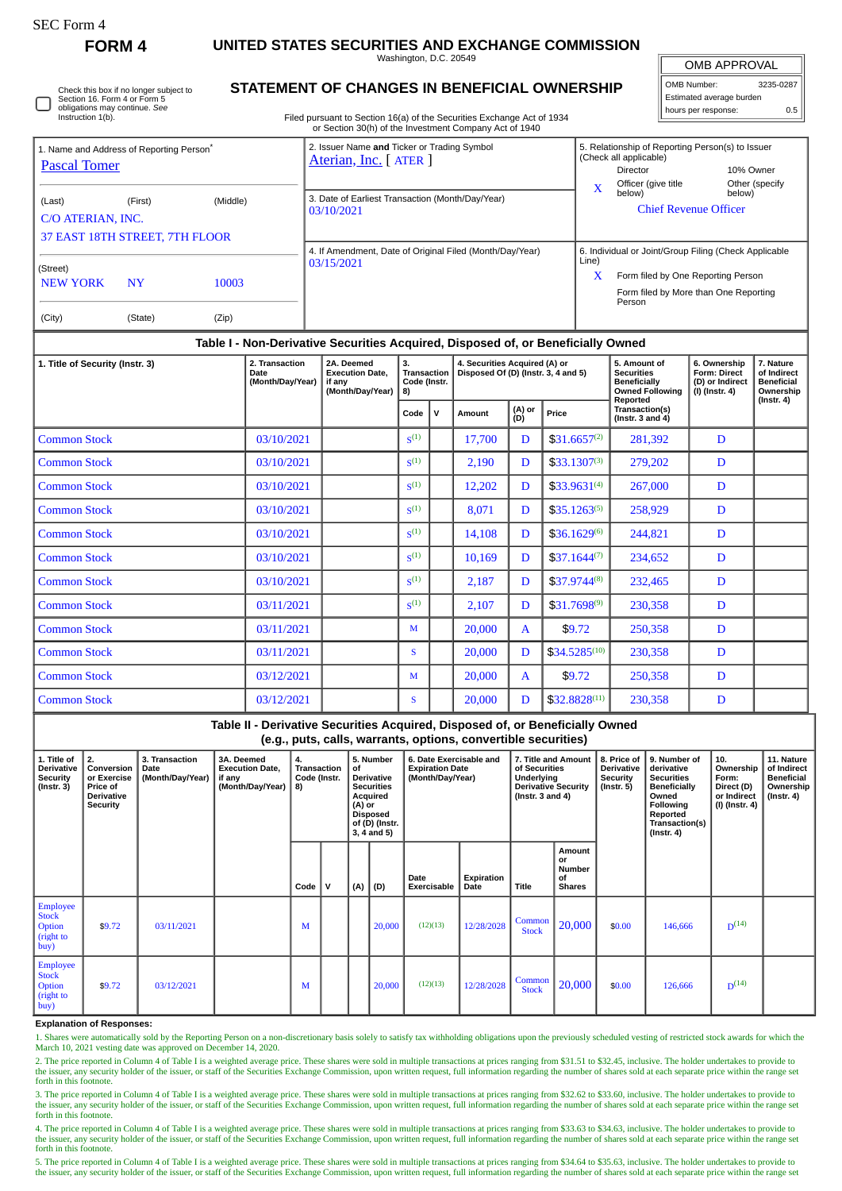SEC Form 4

# FORM 4

## UNITED STATES SECURITIES AND EXCHANGE COMMISSION

Washington, D.C. 20549

| OMB APPROVAL | |
|---|---|
| OMB Number: | 3235-0287 |
| Estimated average burden | |
| hours per response: | 0.5 |

☐ Check this box if no longer subject to Section 16. Form 4 or Form 5 obligations may continue. *See* Instruction 1(b).

## STATEMENT OF CHANGES IN BENEFICIAL OWNERSHIP

Filed pursuant to Section 16(a) of the Securities Exchange Act of 1934 or Section 30(h) of the Investment Company Act of 1940

1. Name and Address of Reporting Person*
Pascal Tomer

(Last) (First) (Middle)
C/O ATERIAN, INC.
37 EAST 18TH STREET, 7TH FLOOR

(Street)
NEW YORK NY 10003

(City) (State) (Zip)

2. Issuer Name **and** Ticker or Trading Symbol
Aterian, Inc. [ ATER ]

3. Date of Earliest Transaction (Month/Day/Year)
03/10/2021

4. If Amendment, Date of Original Filed (Month/Day/Year)
03/15/2021

5. Relationship of Reporting Person(s) to Issuer (Check all applicable)
Director | 10% Owner
X Officer (give title below) | Other (specify below)
Chief Revenue Officer

6. Individual or Joint/Group Filing (Check Applicable Line)
X Form filed by One Reporting Person
Form filed by More than One Reporting Person

### Table I - Non-Derivative Securities Acquired, Disposed of, or Beneficially Owned

| 1. Title of Security (Instr. 3) | 2. Transaction Date (Month/Day/Year) | 2A. Deemed Execution Date, if any (Month/Day/Year) | 3. Transaction Code (Instr. 8) | | 4. Securities Acquired (A) or Disposed Of (D) (Instr. 3, 4 and 5) | | | 5. Amount of Securities Beneficially Owned Following Reported Transaction(s) (Instr. 3 and 4) | 6. Ownership Form: Direct (D) or Indirect (I) (Instr. 4) | 7. Nature of Indirect Beneficial Ownership (Instr. 4) |
|---|---|---|---|---|---|---|---|---|---|---|
| | | | Code | V | Amount | (A) or (D) | Price | | | |
| Common Stock | 03/10/2021 | | S[(1)] | | 17,700 | D | $31.6657[(2)] | 281,392 | D | |
| Common Stock | 03/10/2021 | | S[(1)] | | 2,190 | D | $33.1307[(3)] | 279,202 | D | |
| Common Stock | 03/10/2021 | | S[(1)] | | 12,202 | D | $33.9631[(4)] | 267,000 | D | |
| Common Stock | 03/10/2021 | | S[(1)] | | 8,071 | D | $35.1263[(5)] | 258,929 | D | |
| Common Stock | 03/10/2021 | | S[(1)] | | 14,108 | D | $36.1629[(6)] | 244,821 | D | |
| Common Stock | 03/10/2021 | | S[(1)] | | 10,169 | D | $37.1644[(7)] | 234,652 | D | |
| Common Stock | 03/10/2021 | | S[(1)] | | 2,187 | D | $37.9744[(8)] | 232,465 | D | |
| Common Stock | 03/11/2021 | | S[(1)] | | 2,107 | D | $31.7698[(9)] | 230,358 | D | |
| Common Stock | 03/11/2021 | | M | | 20,000 | A | $9.72 | 250,358 | D | |
| Common Stock | 03/11/2021 | | S | | 20,000 | D | $34.5285[(10)] | 230,358 | D | |
| Common Stock | 03/12/2021 | | M | | 20,000 | A | $9.72 | 250,358 | D | |
| Common Stock | 03/12/2021 | | S | | 20,000 | D | $32.8828[(11)] | 230,358 | D | |

### Table II - Derivative Securities Acquired, Disposed of, or Beneficially Owned (e.g., puts, calls, warrants, options, convertible securities)

| 1. Title of Derivative Security (Instr. 3) | 2. Conversion or Exercise Price of Derivative Security | 3. Transaction Date (Month/Day/Year) | 3A. Deemed Execution Date, if any (Month/Day/Year) | 4. Transaction Code (Instr. 8) | | 5. Number of Derivative Securities Acquired (A) or Disposed of (D) (Instr. 3, 4 and 5) | | 6. Date Exercisable and Expiration Date (Month/Day/Year) | | 7. Title and Amount of Securities Underlying Derivative Security (Instr. 3 and 4) | | 8. Price of Derivative Security (Instr. 5) | 9. Number of derivative Securities Beneficially Owned Following Reported Transaction(s) (Instr. 4) | 10. Ownership Form: Direct (D) or Indirect (I) (Instr. 4) | 11. Nature of Indirect Beneficial Ownership (Instr. 4) |
|---|---|---|---|---|---|---|---|---|---|---|---|---|---|---|---|
| | | | | Code | V | (A) | (D) | Date Exercisable | Expiration Date | Title | Amount or Number of Shares | | | | |
| Employee Stock Option (right to buy) | $9.72 | 03/11/2021 | | M | | | 20,000 | (12)(13) | 12/28/2028 | Common Stock | 20,000 | $0.00 | 146,666 | D[(14)] | |
| Employee Stock Option (right to buy) | $9.72 | 03/12/2021 | | M | | | 20,000 | (12)(13) | 12/28/2028 | Common Stock | 20,000 | $0.00 | 126,666 | D[(14)] | |

**Explanation of Responses:**

1. Shares were automatically sold by the Reporting Person on a non-discretionary basis solely to satisfy tax withholding obligations upon the previously scheduled vesting of restricted stock awards for which the March 10, 2021 vesting date was approved on December 14, 2020.

2. The price reported in Column 4 of Table I is a weighted average price. These shares were sold in multiple transactions at prices ranging from $31.51 to $32.45, inclusive. The holder undertakes to provide to the issuer, any security holder of the issuer, or staff of the Securities Exchange Commission, upon written request, full information regarding the number of shares sold at each separate price within the range set forth in this footnote.

3. The price reported in Column 4 of Table I is a weighted average price. These shares were sold in multiple transactions at prices ranging from $32.62 to $33.60, inclusive. The holder undertakes to provide to the issuer, any security holder of the issuer, or staff of the Securities Exchange Commission, upon written request, full information regarding the number of shares sold at each separate price within the range set forth in this footnote.

4. The price reported in Column 4 of Table I is a weighted average price. These shares were sold in multiple transactions at prices ranging from $33.63 to $34.63, inclusive. The holder undertakes to provide to the issuer, any security holder of the issuer, or staff of the Securities Exchange Commission, upon written request, full information regarding the number of shares sold at each separate price within the range set forth in this footnote.

5. The price reported in Column 4 of Table I is a weighted average price. These shares were sold in multiple transactions at prices ranging from $34.64 to $35.63, inclusive. The holder undertakes to provide to the issuer, any security holder of the issuer, or staff of the Securities Exchange Commission, upon written request, full information regarding the number of shares sold at each separate price within the range set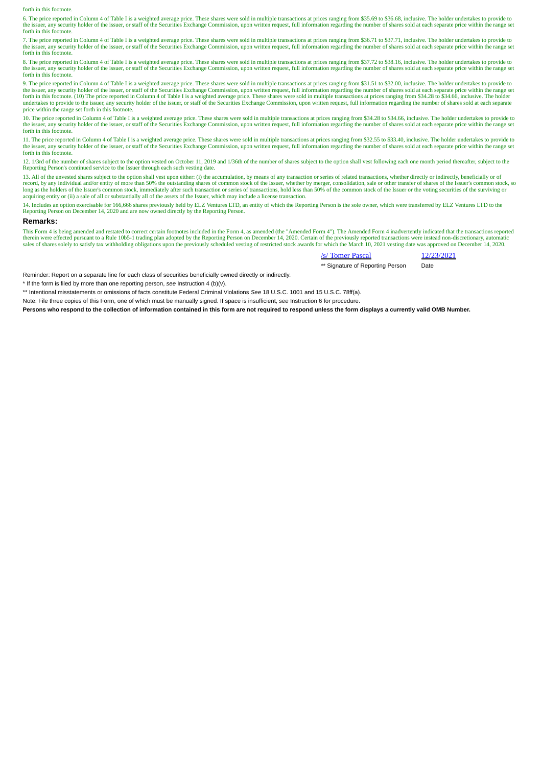forth in this footnote.

6. The price reported in Column 4 of Table I is a weighted average price. These shares were sold in multiple transactions at prices ranging from $35.69 to $36.68, inclusive. The holder undertakes to provide to the issuer, any security holder of the issuer, or staff of the Securities Exchange Commission, upon written request, full information regarding the number of shares sold at each separate price within the range set forth in this footnote.

7. The price reported in Column 4 of Table I is a weighted average price. These shares were sold in multiple transactions at prices ranging from $36.71 to $37.71, inclusive. The holder undertakes to provide to the issuer, any security holder of the issuer, or staff of the Securities Exchange Commission, upon written request, full information regarding the number of shares sold at each separate price within the range set forth in this footnote.

8. The price reported in Column 4 of Table I is a weighted average price. These shares were sold in multiple transactions at prices ranging from $37.72 to $38.16, inclusive. The holder undertakes to provide to the issuer, any security holder of the issuer, or staff of the Securities Exchange Commission, upon written request, full information regarding the number of shares sold at each separate price within the range set forth in this footnote.

9. The price reported in Column 4 of Table I is a weighted average price. These shares were sold in multiple transactions at prices ranging from $31.51 to $32.00, inclusive. The holder undertakes to provide to the issuer, any security holder of the issuer, or staff of the Securities Exchange Commission, upon written request, full information regarding the number of shares sold at each separate price within the range set forth in this footnote. (10) The price reported in Column 4 of Table I is a weighted average price. These shares were sold in multiple transactions at prices ranging from $34.28 to $34.66, inclusive. The holder undertakes to provide to the issuer, any security holder of the issuer, or staff of the Securities Exchange Commission, upon written request, full information regarding the number of shares sold at each separate price within the range set forth in this footnote.

10. The price reported in Column 4 of Table I is a weighted average price. These shares were sold in multiple transactions at prices ranging from $34.28 to $34.66, inclusive. The holder undertakes to provide to the issuer, any security holder of the issuer, or staff of the Securities Exchange Commission, upon written request, full information regarding the number of shares sold at each separate price within the range set forth in this footnote.

11. The price reported in Column 4 of Table I is a weighted average price. These shares were sold in multiple transactions at prices ranging from $32.55 to $33.40, inclusive. The holder undertakes to provide to the issuer, any security holder of the issuer, or staff of the Securities Exchange Commission, upon written request, full information regarding the number of shares sold at each separate price within the range set forth in this footnote.

12. 1/3rd of the number of shares subject to the option vested on October 11, 2019 and 1/36th of the number of shares subject to the option shall vest following each one month period thereafter, subject to the Reporting Person's continued service to the Issuer through each such vesting date.

13. All of the unvested shares subject to the option shall vest upon either: (i) the accumulation, by means of any transaction or series of related transactions, whether directly or indirectly, beneficially or of record, by any individual and/or entity of more than 50% the outstanding shares of common stock of the Issuer, whether by merger, consolidation, sale or other transfer of shares of the Issuer's common stock, so long as the holders of the Issuer's common stock, immediately after such transaction or series of transactions, hold less than 50% of the common stock of the Issuer or the voting securities of the surviving or acquiring entity or (ii) a sale of all or substantially all of the assets of the Issuer, which may include a license transaction.

14. Includes an option exercisable for 166,666 shares previously held by ELZ Ventures LTD, an entity of which the Reporting Person is the sole owner, which were transferred by ELZ Ventures LTD to the Reporting Person on December 14, 2020 and are now owned directly by the Reporting Person.

## Remarks:

This Form 4 is being amended and restated to correct certain footnotes included in the Form 4, as amended (the "Amended Form 4"). The Amended Form 4 inadvertently indicated that the transactions reported therein were effected pursuant to a Rule 10b5-1 trading plan adopted by the Reporting Person on December 14, 2020. Certain of the previously reported transactions were instead non-discretionary, automatic sales of shares solely to satisfy tax withholding obligations upon the previously scheduled vesting of restricted stock awards for which the March 10, 2021 vesting date was approved on December 14, 2020.

| | |
|---|---|
| /s/ Tomer Pascal | 12/23/2021 |
| ** Signature of Reporting Person | Date |

Reminder: Report on a separate line for each class of securities beneficially owned directly or indirectly.

\* If the form is filed by more than one reporting person, *see* Instruction 4 (b)(v).

** Intentional misstatements or omissions of facts constitute Federal Criminal Violations *See* 18 U.S.C. 1001 and 15 U.S.C. 78ff(a).

Note: File three copies of this Form, one of which must be manually signed. If space is insufficient, *see* Instruction 6 for procedure.

**Persons who respond to the collection of information contained in this form are not required to respond unless the form displays a currently valid OMB Number.**